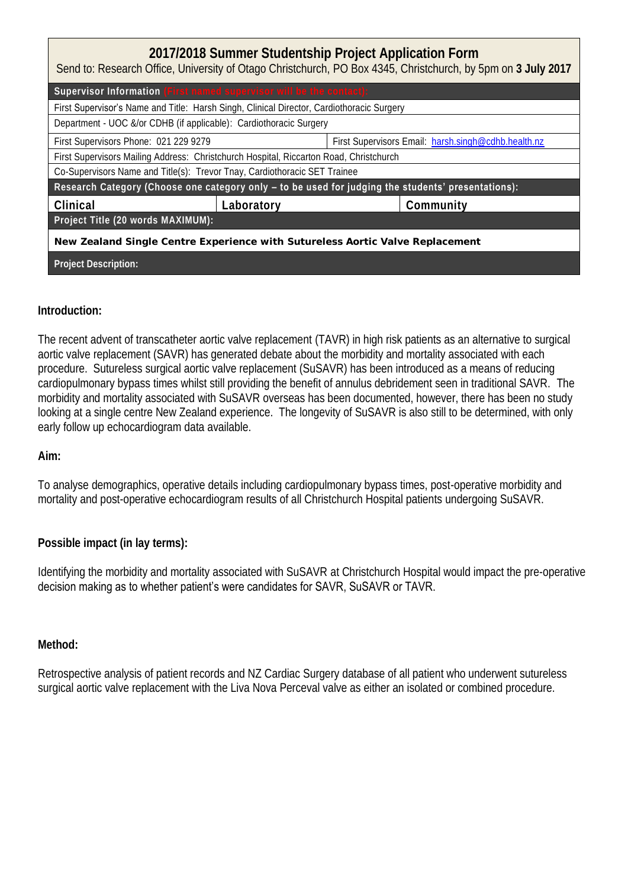# 2017/2018 Summer Studentship Project Application Form

Send to: Research Office, University of Otago Christchurch, PO Box 4345, Christchurch, by 5pm on **3 July 2017**

| **Supervisor Information** (First named supervisor will be the contact): | | |
|---|---|---|
| First Supervisor's Name and Title: Harsh Singh, Clinical Director, Cardiothoracic Surgery | | |
| Department - UOC &/or CDHB (if applicable): Cardiothoracic Surgery | | |
| First Supervisors Phone: 021 229 9279 | First Supervisors Email: harsh.singh@cdhb.health.nz | |
| First Supervisors Mailing Address: Christchurch Hospital, Riccarton Road, Christchurch | | |
| Co-Supervisors Name and Title(s): Trevor Tnay, Cardiothoracic SET Trainee | | |
| **Research Category (Choose one category only – to be used for judging the students' presentations):** | | |
| Clinical | Laboratory | Community |
| **Project Title (20 words MAXIMUM):** | | |
| **New Zealand Single Centre Experience with Sutureless Aortic Valve Replacement** | | |
| **Project Description:** | | |

**Introduction:**

The recent advent of transcatheter aortic valve replacement (TAVR) in high risk patients as an alternative to surgical aortic valve replacement (SAVR) has generated debate about the morbidity and mortality associated with each procedure. Sutureless surgical aortic valve replacement (SuSAVR) has been introduced as a means of reducing cardiopulmonary bypass times whilst still providing the benefit of annulus debridement seen in traditional SAVR. The morbidity and mortality associated with SuSAVR overseas has been documented, however, there has been no study looking at a single centre New Zealand experience. The longevity of SuSAVR is also still to be determined, with only early follow up echocardiogram data available.

**Aim:**

To analyse demographics, operative details including cardiopulmonary bypass times, post-operative morbidity and mortality and post-operative echocardiogram results of all Christchurch Hospital patients undergoing SuSAVR.

**Possible impact (in lay terms):**

Identifying the morbidity and mortality associated with SuSAVR at Christchurch Hospital would impact the pre-operative decision making as to whether patient's were candidates for SAVR, SuSAVR or TAVR.

**Method:**

Retrospective analysis of patient records and NZ Cardiac Surgery database of all patient who underwent sutureless surgical aortic valve replacement with the Liva Nova Perceval valve as either an isolated or combined procedure.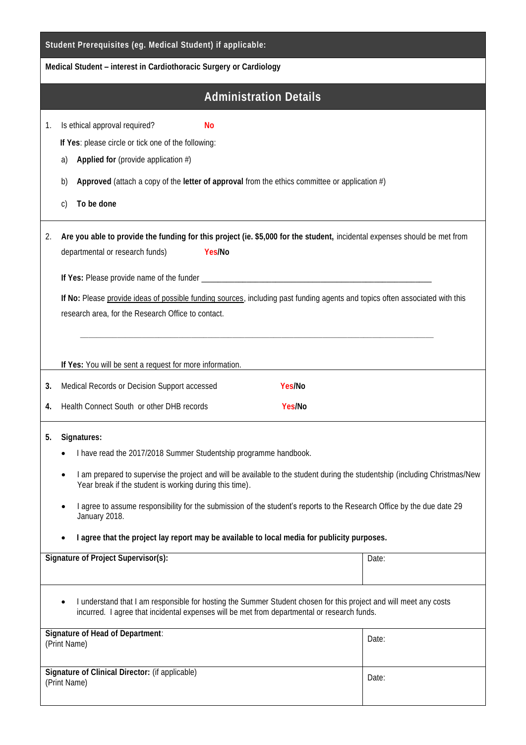**Student Prerequisites (eg. Medical Student) if applicable:**

**Medical Student – interest in Cardiothoracic Surgery or Cardiology**

## Administration Details

1. Is ethical approval required? **No**

   **If Yes**: please circle or tick one of the following:

   a) **Applied for** (provide application #)

   b) **Approved** (attach a copy of the **letter of approval** from the ethics committee or application #)

   c) **To be done**

2. **Are you able to provide the funding for this project (ie. $5,000 for the student,** incidental expenses should be met from departmental or research funds) **Yes/No**

   **If Yes:** Please provide name of the funder ____________________________________________

   **If No:** Please provide ideas of possible funding sources, including past funding agents and topics often associated with this research area, for the Research Office to contact.

   ____________________________________________________________________

   **If Yes:** You will be sent a request for more information.

3. Medical Records or Decision Support accessed **Yes/No**

4. Health Connect South or other DHB records **Yes/No**

5. **Signatures:**

   - I have read the 2017/2018 Summer Studentship programme handbook.
   - I am prepared to supervise the project and will be available to the student during the studentship (including Christmas/New Year break if the student is working during this time).
   - I agree to assume responsibility for the submission of the student's reports to the Research Office by the due date 29 January 2018.
   - **I agree that the project lay report may be available to local media for publicity purposes.**

| | |
|---|---|
| **Signature of Project Supervisor(s):** | Date: |

- I understand that I am responsible for hosting the Summer Student chosen for this project and will meet any costs incurred. I agree that incidental expenses will be met from departmental or research funds.

| | |
|---|---|
| **Signature of Head of Department**: (Print Name) | Date: |
| **Signature of Clinical Director:** (if applicable) (Print Name) | Date: |